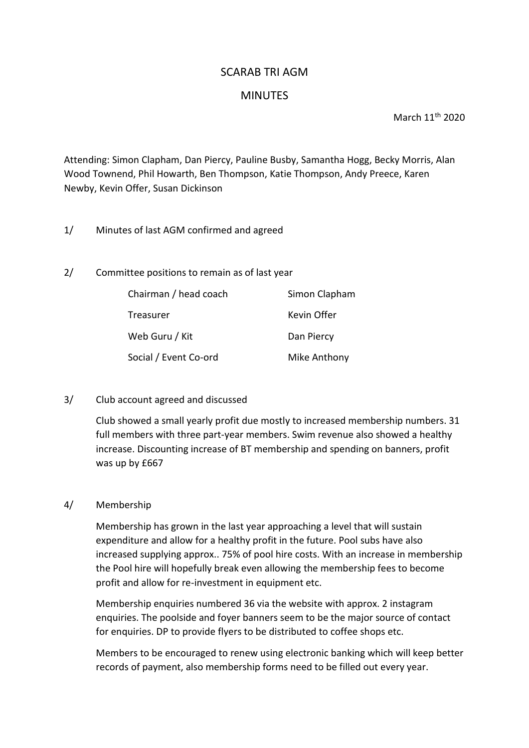# SCARAB TRI AGM

## MINUTES

March 11th 2020

Attending: Simon Clapham, Dan Piercy, Pauline Busby, Samantha Hogg, Becky Morris, Alan Wood Townend, Phil Howarth, Ben Thompson, Katie Thompson, Andy Preece, Karen Newby, Kevin Offer, Susan Dickinson

1/ Minutes of last AGM confirmed and agreed

2/ Committee positions to remain as of last year

| | |
|---|---|
| Chairman / head coach | Simon Clapham |
| Treasurer | Kevin Offer |
| Web Guru / Kit | Dan Piercy |
| Social / Event Co-ord | Mike Anthony |

3/ Club account agreed and discussed

Club showed a small yearly profit due mostly to increased membership numbers. 31 full members with three part-year members. Swim revenue also showed a healthy increase. Discounting increase of BT membership and spending on banners, profit was up by £667

4/ Membership

Membership has grown in the last year approaching a level that will sustain expenditure and allow for a healthy profit in the future. Pool subs have also increased supplying approx.. 75% of pool hire costs. With an increase in membership the Pool hire will hopefully break even allowing the membership fees to become profit and allow for re-investment in equipment etc.

Membership enquiries numbered 36 via the website with approx. 2 instagram enquiries. The poolside and foyer banners seem to be the major source of contact for enquiries. DP to provide flyers to be distributed to coffee shops etc.

Members to be encouraged to renew using electronic banking which will keep better records of payment, also membership forms need to be filled out every year.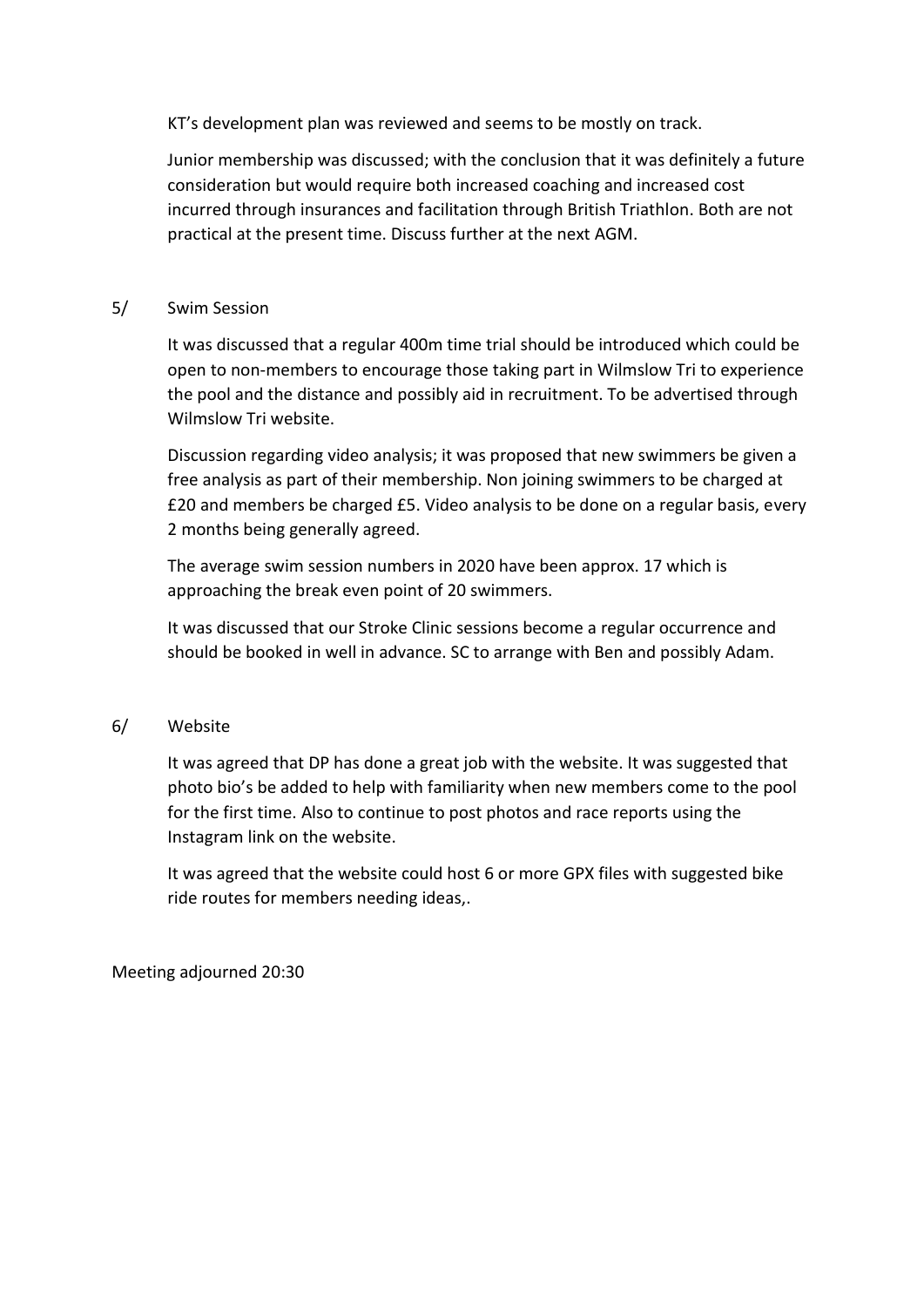KT's development plan was reviewed and seems to be mostly on track.

Junior membership was discussed; with the conclusion that it was definitely a future consideration but would require both increased coaching and increased cost incurred through insurances and facilitation through British Triathlon. Both are not practical at the present time. Discuss further at the next AGM.

5/ Swim Session

It was discussed that a regular 400m time trial should be introduced which could be open to non-members to encourage those taking part in Wilmslow Tri to experience the pool and the distance and possibly aid in recruitment. To be advertised through Wilmslow Tri website.

Discussion regarding video analysis; it was proposed that new swimmers be given a free analysis as part of their membership. Non joining swimmers to be charged at £20 and members be charged £5. Video analysis to be done on a regular basis, every 2 months being generally agreed.

The average swim session numbers in 2020 have been approx. 17 which is approaching the break even point of 20 swimmers.

It was discussed that our Stroke Clinic sessions become a regular occurrence and should be booked in well in advance. SC to arrange with Ben and possibly Adam.

6/ Website

It was agreed that DP has done a great job with the website. It was suggested that photo bio's be added to help with familiarity when new members come to the pool for the first time. Also to continue to post photos and race reports using the Instagram link on the website.

It was agreed that the website could host 6 or more GPX files with suggested bike ride routes for members needing ideas,.

Meeting adjourned 20:30